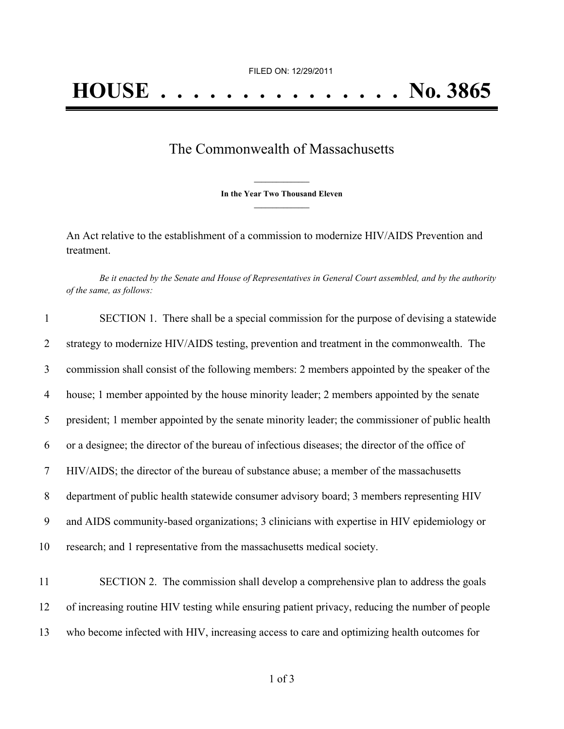FILED ON: 12/29/2011

# HOUSE . . . . . . . . . . . . . . . No. 3865

## The Commonwealth of Massachusetts

**In the Year Two Thousand Eleven**

An Act relative to the establishment of a commission to modernize HIV/AIDS Prevention and treatment.

*Be it enacted by the Senate and House of Representatives in General Court assembled, and by the authority of the same, as follows:*

1 SECTION 1. There shall be a special commission for the purpose of devising a statewide
2 strategy to modernize HIV/AIDS testing, prevention and treatment in the commonwealth. The
3 commission shall consist of the following members: 2 members appointed by the speaker of the
4 house; 1 member appointed by the house minority leader; 2 members appointed by the senate
5 president; 1 member appointed by the senate minority leader; the commissioner of public health
6 or a designee; the director of the bureau of infectious diseases; the director of the office of
7 HIV/AIDS; the director of the bureau of substance abuse; a member of the massachusetts
8 department of public health statewide consumer advisory board; 3 members representing HIV
9 and AIDS community-based organizations; 3 clinicians with expertise in HIV epidemiology or
10 research; and 1 representative from the massachusetts medical society.

11 SECTION 2. The commission shall develop a comprehensive plan to address the goals
12 of increasing routine HIV testing while ensuring patient privacy, reducing the number of people
13 who become infected with HIV, increasing access to care and optimizing health outcomes for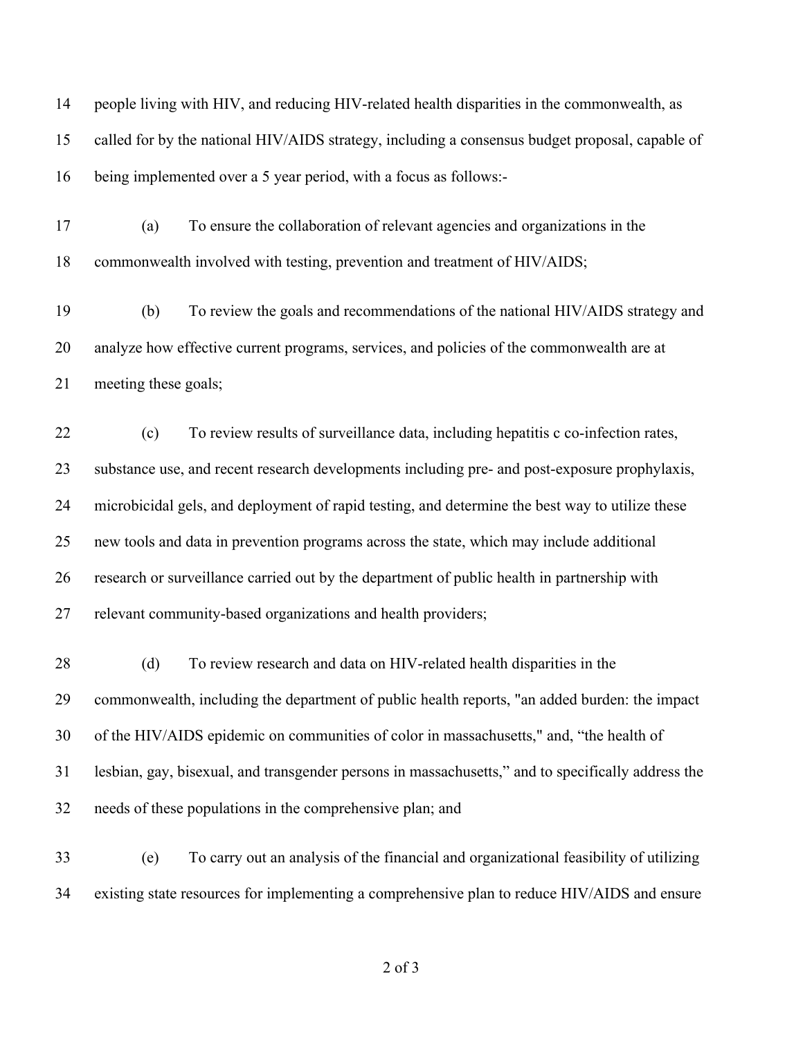people living with HIV, and reducing HIV-related health disparities in the commonwealth, as called for by the national HIV/AIDS strategy, including a consensus budget proposal, capable of being implemented over a 5 year period, with a focus as follows:-

(a) To ensure the collaboration of relevant agencies and organizations in the commonwealth involved with testing, prevention and treatment of HIV/AIDS;

(b) To review the goals and recommendations of the national HIV/AIDS strategy and analyze how effective current programs, services, and policies of the commonwealth are at meeting these goals;

(c) To review results of surveillance data, including hepatitis c co-infection rates, substance use, and recent research developments including pre- and post-exposure prophylaxis, microbicidal gels, and deployment of rapid testing, and determine the best way to utilize these new tools and data in prevention programs across the state, which may include additional research or surveillance carried out by the department of public health in partnership with relevant community-based organizations and health providers;

(d) To review research and data on HIV-related health disparities in the commonwealth, including the department of public health reports, "an added burden: the impact of the HIV/AIDS epidemic on communities of color in massachusetts," and, "the health of lesbian, gay, bisexual, and transgender persons in massachusetts," and to specifically address the needs of these populations in the comprehensive plan; and

(e) To carry out an analysis of the financial and organizational feasibility of utilizing existing state resources for implementing a comprehensive plan to reduce HIV/AIDS and ensure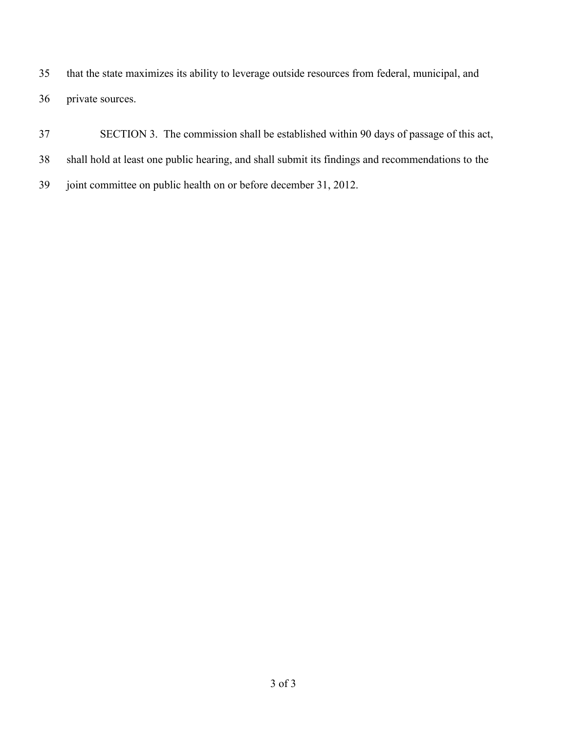that the state maximizes its ability to leverage outside resources from federal, municipal, and private sources.

SECTION 3. The commission shall be established within 90 days of passage of this act, shall hold at least one public hearing, and shall submit its findings and recommendations to the joint committee on public health on or before december 31, 2012.